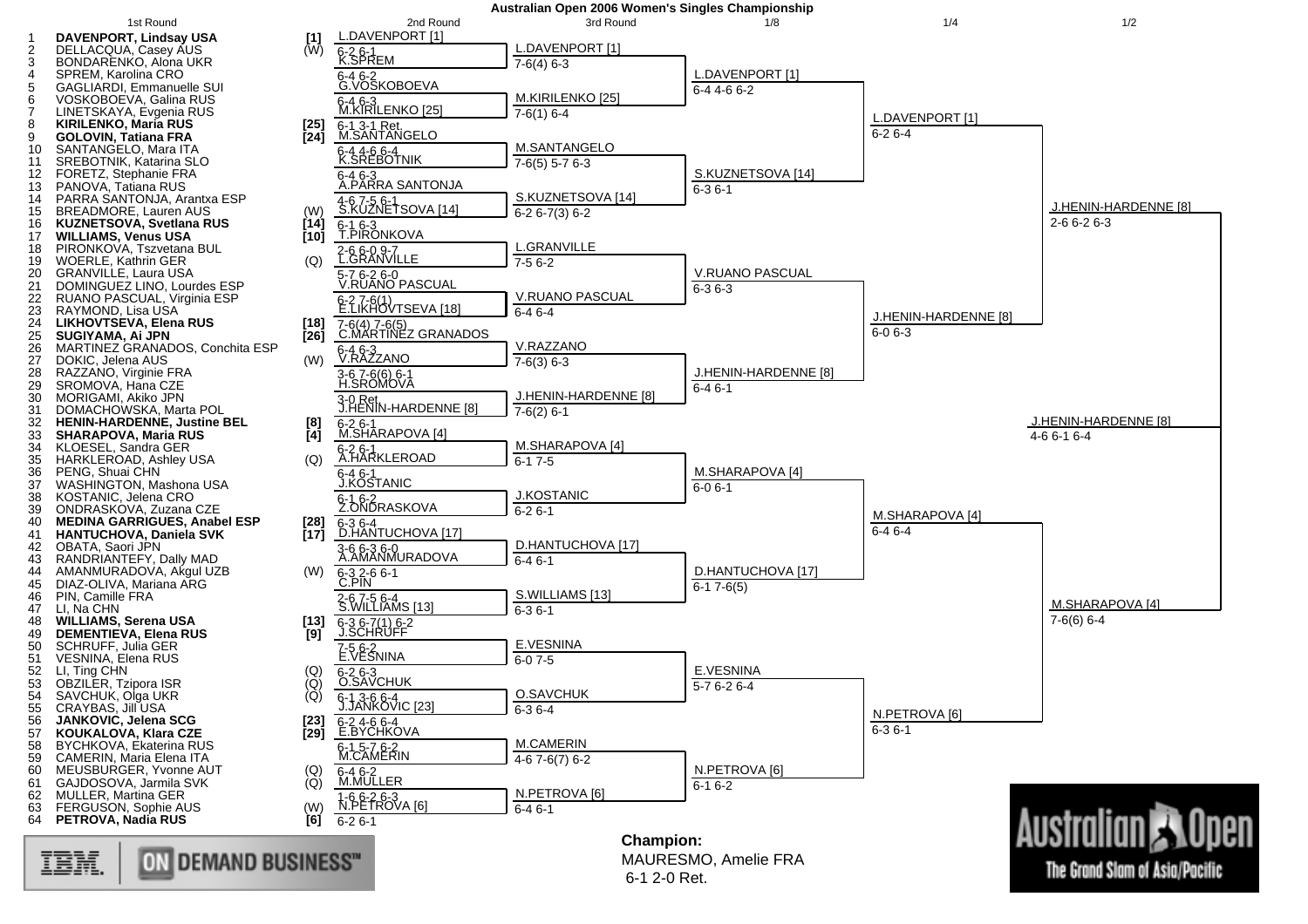# Australian Open 2006 Women's Singles Championship

## 1st Round

| # | Player | Seed |
|---|---|---|
| 1 | **DAVENPORT, Lindsay USA** | [1] |
| 2 | DELLACQUA, Casey AUS | (W) |
| 3 | BONDARENKO, Alona UKR | |
| 4 | SPREM, Karolina CRO | |
| 5 | GAGLIARDI, Emmanuelle SUI | |
| 6 | VOSKOBOEVA, Galina RUS | |
| 7 | LINETSKAYA, Evgenia RUS | |
| 8 | **KIRILENKO, Maria RUS** | [25] |
| 9 | **GOLOVIN, Tatiana FRA** | [24] |
| 10 | SANTANGELO, Mara ITA | |
| 11 | SREBOTNIK, Katarina SLO | |
| 12 | FORETZ, Stephanie FRA | |
| 13 | PANOVA, Tatiana RUS | |
| 14 | PARRA SANTONJA, Arantxa ESP | |
| 15 | BREADMORE, Lauren AUS | (W) |
| 16 | **KUZNETSOVA, Svetlana RUS** | [14] |
| 17 | **WILLIAMS, Venus USA** | [10] |
| 18 | PIRONKOVA, Tszvetana BUL | |
| 19 | WOERLE, Kathrin GER | (Q) |
| 20 | GRANVILLE, Laura USA | |
| 21 | DOMINGUEZ LINO, Lourdes ESP | |
| 22 | RUANO PASCUAL, Virginia ESP | |
| 23 | RAYMOND, Lisa USA | |
| 24 | **LIKHOVTSEVA, Elena RUS** | [18] |
| 25 | **SUGIYAMA, Ai JPN** | [26] |
| 26 | MARTINEZ GRANADOS, Conchita ESP | |
| 27 | DOKIC, Jelena AUS | (W) |
| 28 | RAZZANO, Virginie FRA | |
| 29 | SROMOVA, Hana CZE | |
| 30 | MORIGAMI, Akiko JPN | |
| 31 | DOMACHOWSKA, Marta POL | |
| 32 | **HENIN-HARDENNE, Justine BEL** | [8] |
| 33 | **SHARAPOVA, Maria RUS** | [4] |
| 34 | KLOESEL, Sandra GER | |
| 35 | HARKLEROAD, Ashley USA | (Q) |
| 36 | PENG, Shuai CHN | |
| 37 | WASHINGTON, Mashona USA | |
| 38 | KOSTANIC, Jelena CRO | |
| 39 | ONDRASKOVA, Zuzana CZE | |
| 40 | **MEDINA GARRIGUES, Anabel ESP** | [28] |
| 41 | **HANTUCHOVA, Daniela SVK** | [17] |
| 42 | OBATA, Saori JPN | |
| 43 | RANDRIANTEFY, Dally MAD | |
| 44 | AMANMURADOVA, Akgul UZB | (W) |
| 45 | DIAZ-OLIVA, Mariana ARG | |
| 46 | PIN, Camille FRA | |
| 47 | LI, Na CHN | |
| 48 | **WILLIAMS, Serena USA** | [13] |
| 49 | **DEMENTIEVA, Elena RUS** | [9] |
| 50 | SCHRUFF, Julia GER | |
| 51 | VESNINA, Elena RUS | |
| 52 | LI, Ting CHN | (Q) |
| 53 | OBZILER, Tzipora ISR | (Q) |
| 54 | SAVCHUK, Olga UKR | (Q) |
| 55 | CRAYBAS, Jill USA | |
| 56 | **JANKOVIC, Jelena SCG** | [23] |
| 57 | **KOUKALOVA, Klara CZE** | [29] |
| 58 | BYCHKOVA, Ekaterina RUS | |
| 59 | CAMERIN, Maria Elena ITA | |
| 60 | MEUSBURGER, Yvonne AUT | (Q) |
| 61 | GAJDOSOVA, Jarmila SVK | (Q) |
| 62 | MULLER, Martina GER | |
| 63 | FERGUSON, Sophie AUS | (W) |
| 64 | **PETROVA, Nadia RUS** | [6] |

## 2nd Round

| Winner | Score |
|---|---|
| L.DAVENPORT [1] | 6-2 6-1 |
| K.SPREM | 6-4 6-2 |
| G.VOSKOBOEVA | 6-4 6-3 |
| M.KIRILENKO [25] | 6-1 3-1 Ret. |
| M.SANTANGELO | 6-4 4-6 6-4 |
| K.SREBOTNIK | 6-4 6-3 |
| A.PARRA SANTONJA | 4-6 7-5 6-1 |
| S.KUZNETSOVA [14] | 6-1 6-3 |
| T.PIRONKOVA | 2-6 6-0 9-7 |
| L.GRANVILLE | 5-7 6-2 6-0 |
| V.RUANO PASCUAL | 6-2 7-6(1) |
| E.LIKHOVTSEVA [18] | 7-6(4) 7-6(5) |
| C.MARTINEZ GRANADOS | 6-4 6-3 |
| V.RAZZANO | 3-6 7-6(6) 6-1 |
| H.SROMOVA | 3-0 Ret. |
| J.HENIN-HARDENNE [8] | 6-2 6-1 |
| M.SHARAPOVA [4] | 6-2 6-1 |
| A.HARKLEROAD | 6-4 6-1 |
| J.KOSTANIC | 6-1 6-2 |
| Z.ONDRASKOVA | 6-3 6-4 |
| D.HANTUCHOVA [17] | 3-6 6-3 6-0 |
| A.AMANMURADOVA | 6-3 2-6 6-1 |
| C.PIN | 2-6 7-5 6-4 |
| S.WILLIAMS [13] | 6-3 6-7(1) 6-2 |
| J.SCHRUFF | 7-5 6-2 |
| E.VESNINA | 6-2 6-3 |
| O.SAVCHUK | 6-1 3-6 6-4 |
| J.JANKOVIC [23] | 6-2 4-6 6-4 |
| E.BYCHKOVA | 6-1 5-7 6-2 |
| M.CAMERIN | 6-4 6-2 |
| M.MULLER | 1-6 6-2 6-3 |
| N.PETROVA [6] | 6-2 6-1 |

## 3rd Round

| Winner | Score |
|---|---|
| L.DAVENPORT [1] | 7-6(4) 6-3 |
| M.KIRILENKO [25] | 7-6(1) 6-4 |
| M.SANTANGELO | 7-6(5) 5-7 6-3 |
| S.KUZNETSOVA [14] | 6-2 6-7(3) 6-2 |
| L.GRANVILLE | 7-5 6-2 |
| V.RUANO PASCUAL | 6-4 6-4 |
| V.RAZZANO | 7-6(3) 6-3 |
| J.HENIN-HARDENNE [8] | 7-6(2) 6-1 |
| M.SHARAPOVA [4] | 6-1 7-5 |
| J.KOSTANIC | 6-2 6-1 |
| D.HANTUCHOVA [17] | 6-4 6-1 |
| S.WILLIAMS [13] | 6-3 6-1 |
| E.VESNINA | 6-0 7-5 |
| O.SAVCHUK | 6-3 6-4 |
| M.CAMERIN | 4-6 7-6(7) 6-2 |
| N.PETROVA [6] | 6-4 6-1 |

## 1/8

| Winner | Score |
|---|---|
| L.DAVENPORT [1] | 6-4 4-6 6-2 |
| S.KUZNETSOVA [14] | 6-3 6-1 |
| V.RUANO PASCUAL | 6-3 6-3 |
| J.HENIN-HARDENNE [8] | 6-4 6-1 |
| M.SHARAPOVA [4] | 6-0 6-1 |
| D.HANTUCHOVA [17] | 6-1 7-6(5) |
| E.VESNINA | 5-7 6-2 6-4 |
| N.PETROVA [6] | 6-1 6-2 |

## 1/4

| Winner | Score |
|---|---|
| L.DAVENPORT [1] | 6-2 6-4 |
| J.HENIN-HARDENNE [8] | 6-0 6-3 |
| M.SHARAPOVA [4] | 6-4 6-4 |
| N.PETROVA [6] | 6-3 6-1 |

## 1/2

| Winner | Score |
|---|---|
| J.HENIN-HARDENNE [8] | 2-6 6-2 6-3 |
| M.SHARAPOVA [4] | 7-6(6) 6-4 |

## Final

| Winner | Score |
|---|---|
| J.HENIN-HARDENNE [8] | 4-6 6-1 6-4 |

**Champion:**
MAURESMO, Amelie FRA
6-1 2-0 Ret.

IBM | ON DEMAND BUSINESS™

Australian Open – The Grand Slam of Asia/Pacific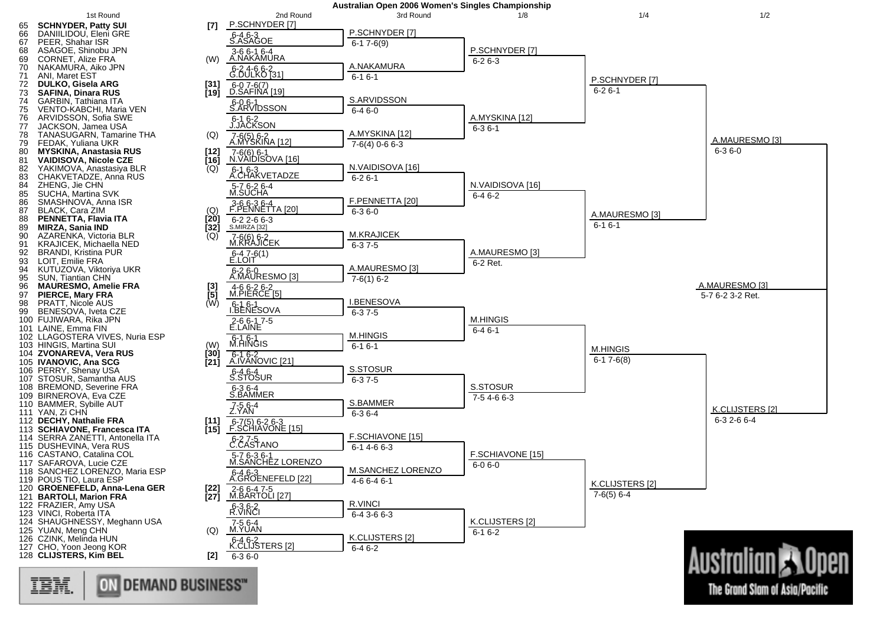# Australian Open 2006 Women's Singles Championship

## 1st Round

| # | Player | Seed |
|---|---|---|
| 65 | **SCHNYDER, Patty SUI** | [7] |
| 66 | DANIILIDOU, Eleni GRE | |
| 67 | PEER, Shahar ISR | |
| 68 | ASAGOE, Shinobu JPN | |
| 69 | CORNET, Alize FRA | (W) |
| 70 | NAKAMURA, Aiko JPN | |
| 71 | ANI, Maret EST | |
| 72 | **DULKO, Gisela ARG** | [31] |
| 73 | **SAFINA, Dinara RUS** | [19] |
| 74 | GARBIN, Tathiana ITA | |
| 75 | VENTO-KABCHI, Maria VEN | |
| 76 | ARVIDSSON, Sofia SWE | |
| 77 | JACKSON, Jamea USA | |
| 78 | TANASUGARN, Tamarine THA | (Q) |
| 79 | FEDAK, Yuliana UKR | |
| 80 | **MYSKINA, Anastasia RUS** | [12] |
| 81 | **VAIDISOVA, Nicole CZE** | [16] |
| 82 | YAKIMOVA, Anastasiya BLR | (Q) |
| 83 | CHAKVETADZE, Anna RUS | |
| 84 | ZHENG, Jie CHN | |
| 85 | SUCHA, Martina SVK | |
| 86 | SMASHNOVA, Anna ISR | |
| 87 | BLACK, Cara ZIM | (Q) |
| 88 | **PENNETTA, Flavia ITA** | [20] |
| 89 | **MIRZA, Sania IND** | [32] |
| 90 | AZARENKA, Victoria BLR | (Q) |
| 91 | KRAJICEK, Michaella NED | |
| 92 | BRANDI, Kristina PUR | |
| 93 | LOIT, Emilie FRA | |
| 94 | KUTUZOVA, Viktoriya UKR | |
| 95 | SUN, Tiantian CHN | |
| 96 | **MAURESMO, Amelie FRA** | [3] |
| 97 | **PIERCE, Mary FRA** | [5] |
| 98 | PRATT, Nicole AUS | (W) |
| 99 | BENESOVA, Iveta CZE | |
| 100 | FUJIWARA, Rika JPN | |
| 101 | LAINE, Emma FIN | |
| 102 | LLAGOSTERA VIVES, Nuria ESP | |
| 103 | HINGIS, Martina SUI | (W) |
| 104 | **ZVONAREVA, Vera RUS** | [30] |
| 105 | **IVANOVIC, Ana SCG** | [21] |
| 106 | PERRY, Shenay USA | |
| 107 | STOSUR, Samantha AUS | |
| 108 | BREMOND, Severine FRA | |
| 109 | BIRNEROVA, Eva CZE | |
| 110 | BAMMER, Sybille AUT | |
| 111 | YAN, Zi CHN | |
| 112 | **DECHY, Nathalie FRA** | [11] |
| 113 | **SCHIAVONE, Francesca ITA** | [15] |
| 114 | SERRA ZANETTI, Antonella ITA | |
| 115 | DUSHEVINA, Vera RUS | |
| 116 | CASTANO, Catalina COL | |
| 117 | SAFAROVA, Lucie CZE | |
| 118 | SANCHEZ LORENZO, Maria ESP | |
| 119 | POUS TIO, Laura ESP | |
| 120 | **GROENEFELD, Anna-Lena GER** | [22] |
| 121 | **BARTOLI, Marion FRA** | [27] |
| 122 | FRAZIER, Amy USA | |
| 123 | VINCI, Roberta ITA | |
| 124 | SHAUGHNESSY, Meghann USA | |
| 125 | YUAN, Meng CHN | (Q) |
| 126 | CZINK, Melinda HUN | |
| 127 | CHO, Yoon Jeong KOR | |
| 128 | **CLIJSTERS, Kim BEL** | [2] |

## 2nd Round

| Winner | Score |
|---|---|
| P.SCHNYDER [7] | 6-4 6-3 |
| S.ASAGOE | 3-6 6-1 6-4 |
| A.NAKAMURA | 6-2 4-6 6-2 |
| G.DULKO [31] | 6-0 7-6(7) |
| D.SAFINA [19] | 6-0 6-1 |
| S.ARVIDSSON | 6-1 6-2 |
| J.JACKSON | 7-6(5) 6-2 |
| A.MYSKINA [12] | 7-6(6) 6-1 |
| N.VAIDISOVA [16] | 6-1 6-3 |
| A.CHAKVETADZE | 5-7 6-2 6-4 |
| M.SUCHA | 3-6 6-3 6-4 |
| F.PENNETTA [20] | 6-2 2-6 6-3 |
| S.MIRZA [32] | 7-6(6) 6-2 |
| M.KRAJICEK | 6-4 7-6(1) |
| E.LOIT | 6-2 6-0 |
| A.MAURESMO [3] | 4-6 6-2 6-2 |
| M.PIERCE [5] | 6-1 6-1 |
| I.BENESOVA | 2-6 6-1 7-5 |
| E.LAINE | 6-1 6-1 |
| M.HINGIS | 6-1 6-2 |
| A.IVANOVIC [21] | 6-4 6-4 |
| S.STOSUR | 6-3 6-4 |
| S.BAMMER | 7-5 6-4 |
| Z.YAN | 6-7(5) 6-2 6-3 |
| F.SCHIAVONE [15] | 6-2 7-5 |
| C.CASTANO | 5-7 6-3 6-1 |
| M.SANCHEZ LORENZO | 6-4 6-3 |
| A.GROENEFELD [22] | 2-6 6-4 7-5 |
| M.BARTOLI [27] | 6-3 6-2 |
| R.VINCI | 7-5 6-4 |
| M.YUAN | 6-4 6-2 |
| K.CLIJSTERS [2] | 6-3 6-0 |

## 3rd Round

| Winner | Score |
|---|---|
| P.SCHNYDER [7] | 6-1 7-6(9) |
| A.NAKAMURA | 6-1 6-1 |
| S.ARVIDSSON | 6-4 6-0 |
| A.MYSKINA [12] | 7-6(4) 0-6 6-3 |
| N.VAIDISOVA [16] | 6-2 6-1 |
| F.PENNETTA [20] | 6-3 6-0 |
| M.KRAJICEK | 6-3 7-5 |
| A.MAURESMO [3] | 7-6(1) 6-2 |
| I.BENESOVA | 6-3 7-5 |
| M.HINGIS | 6-1 6-1 |
| S.STOSUR | 6-3 7-5 |
| S.BAMMER | 6-3 6-4 |
| F.SCHIAVONE [15] | 6-1 4-6 6-3 |
| M.SANCHEZ LORENZO | 4-6 6-4 6-1 |
| R.VINCI | 6-4 3-6 6-3 |
| K.CLIJSTERS [2] | 6-4 6-2 |

## 1/8

| Winner | Score |
|---|---|
| P.SCHNYDER [7] | 6-2 6-3 |
| A.MYSKINA [12] | 6-3 6-1 |
| N.VAIDISOVA [16] | 6-4 6-2 |
| A.MAURESMO [3] | 6-2 Ret. |
| M.HINGIS | 6-4 6-1 |
| S.STOSUR | 7-5 4-6 6-3 |
| F.SCHIAVONE [15] | 6-0 6-0 |
| K.CLIJSTERS [2] | 6-1 6-2 |

## 1/4

| Winner | Score |
|---|---|
| P.SCHNYDER [7] | 6-2 6-1 |
| A.MAURESMO [3] | 6-1 6-1 |
| M.HINGIS | 6-1 7-6(8) |
| K.CLIJSTERS [2] | 7-6(5) 6-4 |

## 1/2

| Winner | Score |
|---|---|
| A.MAURESMO [3] | 6-3 6-0 |
| K.CLIJSTERS [2] | 6-3 2-6 6-4 |

## Final

| Winner | Score |
|---|---|
| A.MAURESMO [3] | 5-7 6-2 3-2 Ret. |

IBM. ON DEMAND BUSINESS™

Australian Open — The Grand Slam of Asia/Pacific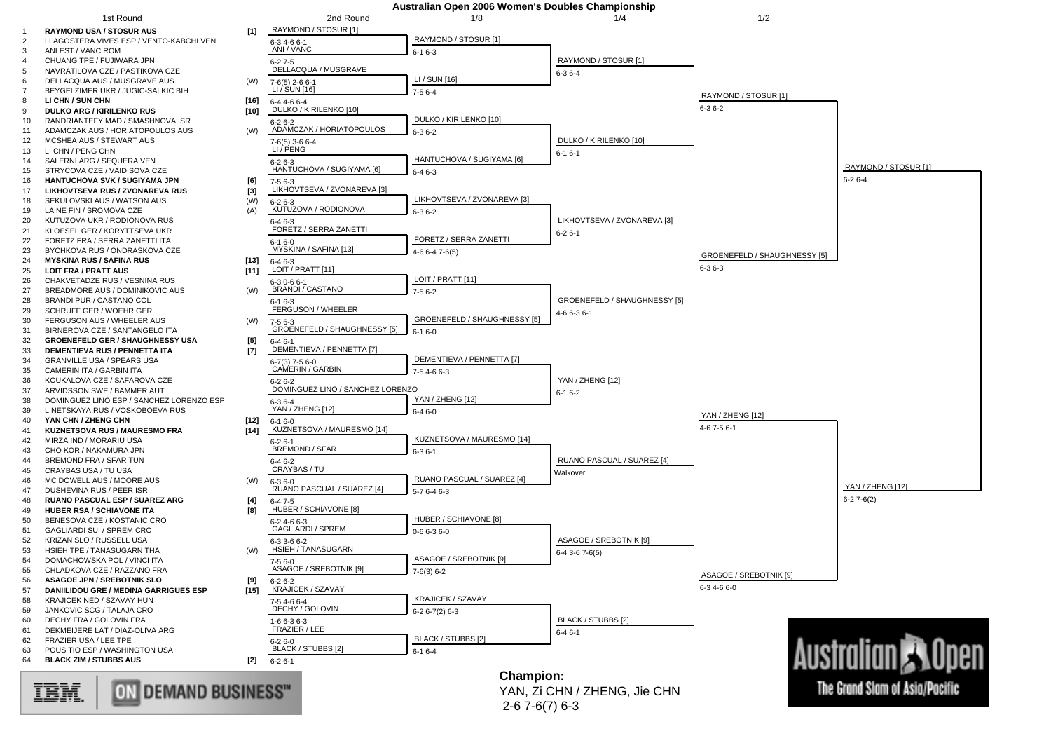# Australian Open 2006 Women's Doubles Championship

## 1st Round

| # | Team | Seed |
|---|---|---|
| 1 | **RAYMOND USA / STOSUR AUS** | [1] |
| 2 | LLAGOSTERA VIVES ESP / VENTO-KABCHI VEN | |
| 3 | ANI EST / VANC ROM | |
| 4 | CHUANG TPE / FUJIWARA JPN | |
| 5 | NAVRATILOVA CZE / PASTIKOVA CZE | |
| 6 | DELLACQUA AUS / MUSGRAVE AUS | (W) |
| 7 | BEYGELZIMER UKR / JUGIC-SALKIC BIH | |
| 8 | **LI CHN / SUN CHN** | [16] |
| 9 | **DULKO ARG / KIRILENKO RUS** | [10] |
| 10 | RANDRIANTEFY MAD / SMASHNOVA ISR | |
| 11 | ADAMCZAK AUS / HORIATOPOULOS AUS | (W) |
| 12 | MCSHEA AUS / STEWART AUS | |
| 13 | LI CHN / PENG CHN | |
| 14 | SALERNI ARG / SEQUERA VEN | |
| 15 | STRYCOVA CZE / VAIDISOVA CZE | |
| 16 | **HANTUCHOVA SVK / SUGIYAMA JPN** | [6] |
| 17 | **LIKHOVTSEVA RUS / ZVONAREVA RUS** | [3] |
| 18 | SEKULOVSKI AUS / WATSON AUS | (W) |
| 19 | LAINE FIN / SROMOVA CZE | (A) |
| 20 | KUTUZOVA UKR / RODIONOVA RUS | |
| 21 | KLOESEL GER / KORYTTSEVA UKR | |
| 22 | FORETZ FRA / SERRA ZANETTI ITA | |
| 23 | BYCHKOVA RUS / ONDRASKOVA CZE | |
| 24 | **MYSKINA RUS / SAFINA RUS** | [13] |
| 25 | **LOIT FRA / PRATT AUS** | [11] |
| 26 | CHAKVETADZE RUS / VESNINA RUS | |
| 27 | BREADMORE AUS / DOMINIKOVIC AUS | (W) |
| 28 | BRANDI PUR / CASTANO COL | |
| 29 | SCHRUFF GER / WOEHR GER | |
| 30 | FERGUSON AUS / WHEELER AUS | (W) |
| 31 | BIRNEROVA CZE / SANTANGELO ITA | |
| 32 | **GROENEFELD GER / SHAUGHNESSY USA** | [5] |
| 33 | **DEMENTIEVA RUS / PENNETTA ITA** | [7] |
| 34 | GRANVILLE USA / SPEARS USA | |
| 35 | CAMERIN ITA / GARBIN ITA | |
| 36 | KOUKALOVA CZE / SAFAROVA CZE | |
| 37 | ARVIDSSON SWE / BAMMER AUT | |
| 38 | DOMINGUEZ LINO ESP / SANCHEZ LORENZO ESP | |
| 39 | LINETSKAYA RUS / VOSKOBOEVA RUS | |
| 40 | **YAN CHN / ZHENG CHN** | [12] |
| 41 | **KUZNETSOVA RUS / MAURESMO FRA** | [14] |
| 42 | MIRZA IND / MORARIU USA | |
| 43 | CHO KOR / NAKAMURA JPN | |
| 44 | BREMOND FRA / SFAR TUN | |
| 45 | CRAYBAS USA / TU USA | |
| 46 | MC DOWELL AUS / MOORE AUS | (W) |
| 47 | DUSHEVINA RUS / PEER ISR | |
| 48 | **RUANO PASCUAL ESP / SUAREZ ARG** | [4] |
| 49 | **HUBER RSA / SCHIAVONE ITA** | [8] |
| 50 | BENESOVA CZE / KOSTANIC CRO | |
| 51 | GAGLIARDI SUI / SPREM CRO | |
| 52 | KRIZAN SLO / RUSSELL USA | |
| 53 | HSIEH TPE / TANASUGARN THA | (W) |
| 54 | DOMACHOWSKA POL / VINCI ITA | |
| 55 | CHLADKOVA CZE / RAZZANO FRA | |
| 56 | **ASAGOE JPN / SREBOTNIK SLO** | [9] |
| 57 | **DANIILIDOU GRE / MEDINA GARRIGUES ESP** | [15] |
| 58 | KRAJICEK NED / SZAVAY HUN | |
| 59 | JANKOVIC SCG / TALAJA CRO | |
| 60 | DECHY FRA / GOLOVIN FRA | |
| 61 | DEKMEIJERE LAT / DIAZ-OLIVA ARG | |
| 62 | FRAZIER USA / LEE TPE | |
| 63 | POUS TIO ESP / WASHINGTON USA | |
| 64 | **BLACK ZIM / STUBBS AUS** | [2] |

## 2nd Round

| Winner | Score |
|---|---|
| RAYMOND / STOSUR [1] | 6-3 4-6 6-1 |
| ANI / VANC | 6-2 7-5 |
| DELLACQUA / MUSGRAVE | 7-6(5) 2-6 6-1 |
| LI / SUN [16] | 6-4 4-6 6-4 |
| DULKO / KIRILENKO [10] | 6-2 6-2 |
| ADAMCZAK / HORIATOPOULOS | 7-6(5) 3-6 6-4 |
| LI / PENG | 6-2 6-3 |
| HANTUCHOVA / SUGIYAMA [6] | 7-5 6-3 |
| LIKHOVTSEVA / ZVONAREVA [3] | 6-2 6-3 |
| KUTUZOVA / RODIONOVA | 6-4 6-3 |
| FORETZ / SERRA ZANETTI | 6-1 6-0 |
| MYSKINA / SAFINA [13] | 6-4 6-3 |
| LOIT / PRATT [11] | 6-3 0-6 6-1 |
| BRANDI / CASTANO | 6-1 6-3 |
| FERGUSON / WHEELER | 7-5 6-3 |
| GROENEFELD / SHAUGHNESSY [5] | 6-4 6-1 |
| DEMENTIEVA / PENNETTA [7] | 6-7(3) 7-5 6-0 |
| CAMERIN / GARBIN | 6-2 6-2 |
| DOMINGUEZ LINO / SANCHEZ LORENZO | 6-3 6-4 |
| YAN / ZHENG [12] | 6-1 6-0 |
| KUZNETSOVA / MAURESMO [14] | 6-2 6-1 |
| BREMOND / SFAR | 6-4 6-2 |
| CRAYBAS / TU | 6-3 6-0 |
| RUANO PASCUAL / SUAREZ [4] | 6-4 7-5 |
| HUBER / SCHIAVONE [8] | 6-2 4-6 6-3 |
| GAGLIARDI / SPREM | 6-3 3-6 6-2 |
| HSIEH / TANASUGARN | 7-5 6-0 |
| ASAGOE / SREBOTNIK [9] | 6-2 6-2 |
| KRAJICEK / SZAVAY | 7-5 4-6 6-4 |
| DECHY / GOLOVIN | 1-6 6-3 6-3 |
| FRAZIER / LEE | 6-2 6-0 |
| BLACK / STUBBS [2] | 6-2 6-1 |

## 1/8

| Winner | Score |
|---|---|
| RAYMOND / STOSUR [1] | 6-1 6-3 |
| LI / SUN [16] | 7-5 6-4 |
| DULKO / KIRILENKO [10] | 6-3 6-2 |
| HANTUCHOVA / SUGIYAMA [6] | 6-4 6-3 |
| LIKHOVTSEVA / ZVONAREVA [3] | 6-3 6-2 |
| FORETZ / SERRA ZANETTI | 4-6 6-4 7-6(5) |
| LOIT / PRATT [11] | 7-5 6-2 |
| GROENEFELD / SHAUGHNESSY [5] | 6-1 6-0 |
| DEMENTIEVA / PENNETTA [7] | 7-5 4-6 6-3 |
| YAN / ZHENG [12] | 6-4 6-0 |
| KUZNETSOVA / MAURESMO [14] | 6-3 6-1 |
| RUANO PASCUAL / SUAREZ [4] | 5-7 6-4 6-3 |
| HUBER / SCHIAVONE [8] | 0-6 6-3 6-0 |
| ASAGOE / SREBOTNIK [9] | 7-6(3) 6-2 |
| KRAJICEK / SZAVAY | 6-2 6-7(2) 6-3 |
| BLACK / STUBBS [2] | 6-1 6-4 |

## 1/4

| Winner | Score |
|---|---|
| RAYMOND / STOSUR [1] | 6-3 6-4 |
| DULKO / KIRILENKO [10] | 6-1 6-1 |
| LIKHOVTSEVA / ZVONAREVA [3] | 6-2 6-1 |
| GROENEFELD / SHAUGHNESSY [5] | 4-6 6-3 6-1 |
| YAN / ZHENG [12] | 6-1 6-2 |
| RUANO PASCUAL / SUAREZ [4] | Walkover |
| ASAGOE / SREBOTNIK [9] | 6-4 3-6 7-6(5) |
| BLACK / STUBBS [2] | 6-4 6-1 |

## 1/2

| Winner | Score |
|---|---|
| RAYMOND / STOSUR [1] | 6-3 6-2 |
| GROENEFELD / SHAUGHNESSY [5] | 6-3 6-3 |
| YAN / ZHENG [12] | 4-6 7-5 6-1 |
| ASAGOE / SREBOTNIK [9] | 6-3 4-6 6-0 |

## Final

| Winner | Score |
|---|---|
| RAYMOND / STOSUR [1] | 6-2 6-4 |
| YAN / ZHENG [12] | 6-2 7-6(2) |

**Champion:**

YAN, Zi CHN / ZHENG, Jie CHN

2-6 7-6(7) 6-3

IBM ON DEMAND BUSINESS

Australian Open — The Grand Slam of Asia/Pacific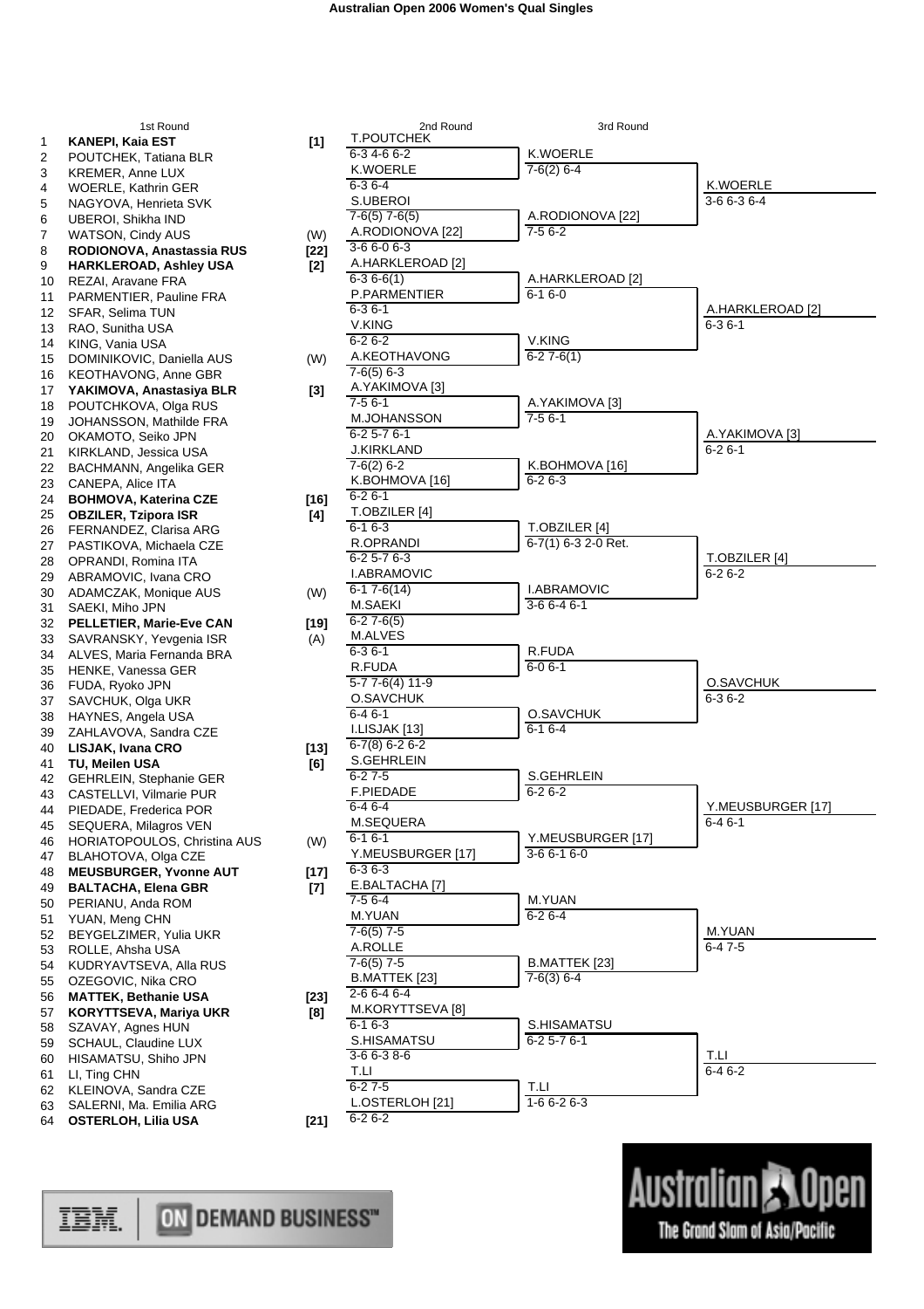# Australian Open 2006 Women's Qual Singles

| # | 1st Round | Seed | 2nd Round | 3rd Round | Qualifier |
|---|---|---|---|---|---|
| 1 | **KANEPI, Kaia EST** | **[1]** | T.POUTCHEK | K.WOERLE | K.WOERLE |
| 2 | POUTCHEK, Tatiana BLR | | 6-3 4-6 6-2 | 7-6(2) 6-4 | 3-6 6-3 6-4 |
| 3 | KREMER, Anne LUX | | K.WOERLE | | |
| 4 | WOERLE, Kathrin GER | | 6-3 6-4 | | |
| 5 | NAGYOVA, Henrieta SVK | | S.UBEROI | A.RODIONOVA [22] | |
| 6 | UBEROI, Shikha IND | | 7-6(5) 7-6(5) | 7-5 6-2 | |
| 7 | WATSON, Cindy AUS | (W) | A.RODIONOVA [22] | | |
| 8 | **RODIONOVA, Anastassia RUS** | **[22]** | 3-6 6-0 6-3 | | |
| 9 | **HARKLEROAD, Ashley USA** | **[2]** | A.HARKLEROAD [2] | A.HARKLEROAD [2] | A.HARKLEROAD [2] |
| 10 | REZAI, Aravane FRA | | 6-3 6-6(1) | 6-1 6-0 | 6-3 6-1 |
| 11 | PARMENTIER, Pauline FRA | | P.PARMENTIER | | |
| 12 | SFAR, Selima TUN | | 6-3 6-1 | | |
| 13 | RAO, Sunitha USA | | V.KING | V.KING | |
| 14 | KING, Vania USA | | 6-2 6-2 | 6-2 7-6(1) | |
| 15 | DOMINIKOVIC, Daniella AUS | (W) | A.KEOTHAVONG | | |
| 16 | KEOTHAVONG, Anne GBR | | 7-6(5) 6-3 | | |
| 17 | **YAKIMOVA, Anastasiya BLR** | **[3]** | A.YAKIMOVA [3] | A.YAKIMOVA [3] | A.YAKIMOVA [3] |
| 18 | POUTCHKOVA, Olga RUS | | 7-5 6-1 | 7-5 6-1 | 6-2 6-1 |
| 19 | JOHANSSON, Mathilde FRA | | M.JOHANSSON | | |
| 20 | OKAMOTO, Seiko JPN | | 6-2 5-7 6-1 | | |
| 21 | KIRKLAND, Jessica USA | | J.KIRKLAND | K.BOHMOVA [16] | |
| 22 | BACHMANN, Angelika GER | | 7-6(2) 6-2 | 6-2 6-3 | |
| 23 | CANEPA, Alice ITA | | K.BOHMOVA [16] | | |
| 24 | **BOHMOVA, Katerina CZE** | **[16]** | 6-2 6-1 | | |
| 25 | **OBZILER, Tzipora ISR** | **[4]** | T.OBZILER [4] | T.OBZILER [4] | T.OBZILER [4] |
| 26 | FERNANDEZ, Clarisa ARG | | 6-1 6-3 | 6-7(1) 6-3 2-0 Ret. | 6-2 6-2 |
| 27 | PASTIKOVA, Michaela CZE | | R.OPRANDI | | |
| 28 | OPRANDI, Romina ITA | | 6-2 5-7 6-3 | | |
| 29 | ABRAMOVIC, Ivana CRO | | I.ABRAMOVIC | I.ABRAMOVIC | |
| 30 | ADAMCZAK, Monique AUS | (W) | 6-1 7-6(14) | 3-6 6-4 6-1 | |
| 31 | SAEKI, Miho JPN | | M.SAEKI | | |
| 32 | **PELLETIER, Marie-Eve CAN** | **[19]** | 6-2 7-6(5) | | |
| 33 | SAVRANSKY, Yevgenia ISR | (A) | M.ALVES | R.FUDA | O.SAVCHUK |
| 34 | ALVES, Maria Fernanda BRA | | 6-3 6-1 | 6-0 6-1 | 6-3 6-2 |
| 35 | HENKE, Vanessa GER | | R.FUDA | | |
| 36 | FUDA, Ryoko JPN | | 5-7 7-6(4) 11-9 | | |
| 37 | SAVCHUK, Olga UKR | | O.SAVCHUK | O.SAVCHUK | |
| 38 | HAYNES, Angela USA | | 6-4 6-1 | 6-1 6-4 | |
| 39 | ZAHLAVOVA, Sandra CZE | | I.LISJAK [13] | | |
| 40 | **LISJAK, Ivana CRO** | **[13]** | 6-7(8) 6-2 6-2 | | |
| 41 | **TU, Meilen USA** | **[6]** | S.GEHRLEIN | S.GEHRLEIN | Y.MEUSBURGER [17] |
| 42 | GEHRLEIN, Stephanie GER | | 6-2 7-5 | 6-2 6-2 | 6-4 6-1 |
| 43 | CASTELLVI, Vilmarie PUR | | F.PIEDADE | | |
| 44 | PIEDADE, Frederica POR | | 6-4 6-4 | | |
| 45 | SEQUERA, Milagros VEN | | M.SEQUERA | Y.MEUSBURGER [17] | |
| 46 | HORIATOPOULOS, Christina AUS | (W) | 6-1 6-1 | 3-6 6-1 6-0 | |
| 47 | BLAHOTOVA, Olga CZE | | Y.MEUSBURGER [17] | | |
| 48 | **MEUSBURGER, Yvonne AUT** | **[17]** | 6-3 6-3 | | |
| 49 | **BALTACHA, Elena GBR** | **[7]** | E.BALTACHA [7] | M.YUAN | M.YUAN |
| 50 | PERIANU, Anda ROM | | 7-5 6-4 | 6-2 6-4 | 6-4 7-5 |
| 51 | YUAN, Meng CHN | | M.YUAN | | |
| 52 | BEYGELZIMER, Yulia UKR | | 7-6(5) 7-5 | | |
| 53 | ROLLE, Ahsha USA | | A.ROLLE | B.MATTEK [23] | |
| 54 | KUDRYAVTSEVA, Alla RUS | | 7-6(5) 7-5 | 7-6(3) 6-4 | |
| 55 | OZEGOVIC, Nika CRO | | B.MATTEK [23] | | |
| 56 | **MATTEK, Bethanie USA** | **[23]** | 2-6 6-4 6-4 | | |
| 57 | **KORYTTSEVA, Mariya UKR** | **[8]** | M.KORYTTSEVA [8] | S.HISAMATSU | T.LI |
| 58 | SZAVAY, Agnes HUN | | 6-1 6-3 | 6-2 5-7 6-1 | 6-4 6-2 |
| 59 | SCHAUL, Claudine LUX | | S.HISAMATSU | | |
| 60 | HISAMATSU, Shiho JPN | | 3-6 6-3 8-6 | | |
| 61 | LI, Ting CHN | | T.LI | T.LI | |
| 62 | KLEINOVA, Sandra CZE | | 6-2 7-5 | 1-6 6-2 6-3 | |
| 63 | SALERNI, Ma. Emilia ARG | | L.OSTERLOH [21] | | |
| 64 | **OSTERLOH, Lilia USA** | **[21]** | 6-2 6-2 | | |

IBM ON DEMAND BUSINESS™

Australian Open — The Grand Slam of Asia/Pacific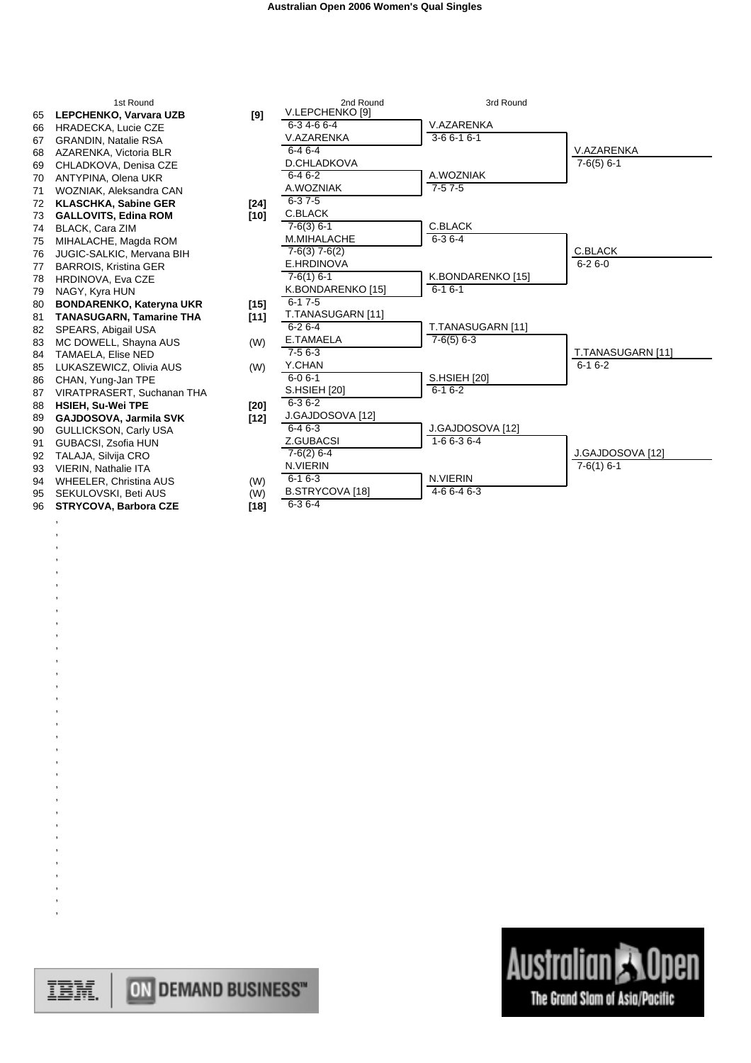# Australian Open 2006 Women's Qual Singles

| # | 1st Round | Seed | 2nd Round | 3rd Round | Qualifier |
|---|---|---|---|---|---|
| 65 | **LEPCHENKO, Varvara UZB** | **[9]** | V.LEPCHENKO [9] | | |
| 66 | HRADECKA, Lucie CZE | | 6-3 4-6 6-4 | V.AZARENKA | |
| 67 | GRANDIN, Natalie RSA | | V.AZARENKA | 3-6 6-1 6-1 | |
| 68 | AZARENKA, Victoria BLR | | 6-4 6-4 | | V.AZARENKA |
| 69 | CHLADKOVA, Denisa CZE | | D.CHLADKOVA | | 7-6(5) 6-1 |
| 70 | ANTYPINA, Olena UKR | | 6-4 6-2 | A.WOZNIAK | |
| 71 | WOZNIAK, Aleksandra CAN | | A.WOZNIAK | 7-5 7-5 | |
| 72 | **KLASCHKA, Sabine GER** | **[24]** | 6-3 7-5 | | |
| 73 | **GALLOVITS, Edina ROM** | **[10]** | C.BLACK | | |
| 74 | BLACK, Cara ZIM | | 7-6(3) 6-1 | C.BLACK | |
| 75 | MIHALACHE, Magda ROM | | M.MIHALACHE | 6-3 6-4 | |
| 76 | JUGIC-SALKIC, Mervana BIH | | 7-6(3) 7-6(2) | | C.BLACK |
| 77 | BARROIS, Kristina GER | | E.HRDINOVA | | 6-2 6-0 |
| 78 | HRDINOVA, Eva CZE | | 7-6(1) 6-1 | K.BONDARENKO [15] | |
| 79 | NAGY, Kyra HUN | | K.BONDARENKO [15] | 6-1 6-1 | |
| 80 | **BONDARENKO, Kateryna UKR** | **[15]** | 6-1 7-5 | | |
| 81 | **TANASUGARN, Tamarine THA** | **[11]** | T.TANASUGARN [11] | | |
| 82 | SPEARS, Abigail USA | | 6-2 6-4 | T.TANASUGARN [11] | |
| 83 | MC DOWELL, Shayna AUS | (W) | E.TAMAELA | 7-6(5) 6-3 | |
| 84 | TAMAELA, Elise NED | | 7-5 6-3 | | T.TANASUGARN [11] |
| 85 | LUKASZEWICZ, Olivia AUS | (W) | Y.CHAN | | 6-1 6-2 |
| 86 | CHAN, Yung-Jan TPE | | 6-0 6-1 | S.HSIEH [20] | |
| 87 | VIRATPRASERT, Suchanan THA | | S.HSIEH [20] | 6-1 6-2 | |
| 88 | **HSIEH, Su-Wei TPE** | **[20]** | 6-3 6-2 | | |
| 89 | **GAJDOSOVA, Jarmila SVK** | **[12]** | J.GAJDOSOVA [12] | | |
| 90 | GULLICKSON, Carly USA | | 6-4 6-3 | J.GAJDOSOVA [12] | |
| 91 | GUBACSI, Zsofia HUN | | Z.GUBACSI | 1-6 6-3 6-4 | |
| 92 | TALAJA, Silvija CRO | | 7-6(2) 6-4 | | J.GAJDOSOVA [12] |
| 93 | VIERIN, Nathalie ITA | | N.VIERIN | | 7-6(1) 6-1 |
| 94 | WHEELER, Christina AUS | (W) | 6-1 6-3 | N.VIERIN | |
| 95 | SEKULOVSKI, Beti AUS | (W) | B.STRYCOVA [18] | 4-6 6-4 6-3 | |
| 96 | **STRYCOVA, Barbora CZE** | **[18]** | 6-3 6-4 | | |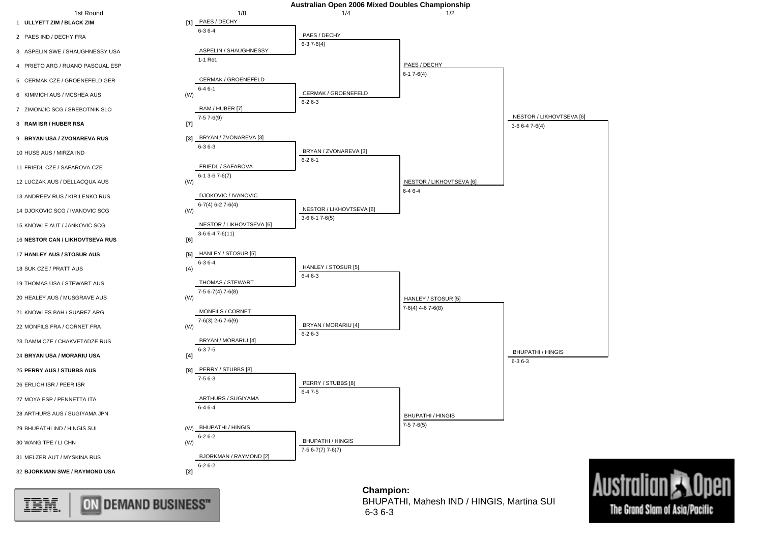# Australian Open 2006 Mixed Doubles Championship

## 1st Round

1 **ULLYETT ZIM / BLACK ZIM** [1]
2 PAES IND / DECHY FRA
3 ASPELIN SWE / SHAUGHNESSY USA
4 PRIETO ARG / RUANO PASCUAL ESP
5 CERMAK CZE / GROENEFELD GER
6 KIMMICH AUS / MCSHEA AUS (W)
7 ZIMONJIC SCG / SREBOTNIK SLO
8 **RAM ISR / HUBER RSA** [7]
9 **BRYAN USA / ZVONAREVA RUS** [3]
10 HUSS AUS / MIRZA IND
11 FRIEDL CZE / SAFAROVA CZE
12 LUCZAK AUS / DELLACQUA AUS (W)
13 ANDREEV RUS / KIRILENKO RUS
14 DJOKOVIC SCG / IVANOVIC SCG (W)
15 KNOWLE AUT / JANKOVIC SCG
16 **NESTOR CAN / LIKHOVTSEVA RUS** [6]
17 **HANLEY AUS / STOSUR AUS** [5]
18 SUK CZE / PRATT AUS (A)
19 THOMAS USA / STEWART AUS
20 HEALEY AUS / MUSGRAVE AUS (W)
21 KNOWLES BAH / SUAREZ ARG
22 MONFILS FRA / CORNET FRA (W)
23 DAMM CZE / CHAKVETADZE RUS
24 **BRYAN USA / MORARIU USA** [4]
25 **PERRY AUS / STUBBS AUS** [8]
26 ERLICH ISR / PEER ISR
27 MOYA ESP / PENNETTA ITA
28 ARTHURS AUS / SUGIYAMA JPN
29 BHUPATHI IND / HINGIS SUI (W)
30 WANG TPE / LI CHN (W)
31 MELZER AUT / MYSKINA RUS
32 **BJORKMAN SWE / RAYMOND USA** [2]

## 1/8

- PAES / DECHY 6-3 6-4
- ASPELIN / SHAUGHNESSY 1-1 Ret.
- CERMAK / GROENEFELD 6-4 6-1
- RAM / HUBER [7] 7-5 7-6(9)
- BRYAN / ZVONAREVA [3] 6-3 6-3
- FRIEDL / SAFAROVA 6-1 3-6 7-6(7)
- DJOKOVIC / IVANOVIC 6-7(4) 6-2 7-6(4)
- NESTOR / LIKHOVTSEVA [6] 3-6 6-4 7-6(11)
- HANLEY / STOSUR [5] 6-3 6-4
- THOMAS / STEWART 7-5 6-7(4) 7-6(8)
- MONFILS / CORNET 7-6(3) 2-6 7-6(9)
- BRYAN / MORARIU [4] 6-3 7-5
- PERRY / STUBBS [8] 7-5 6-3
- ARTHURS / SUGIYAMA 6-4 6-4
- BHUPATHI / HINGIS 6-2 6-2
- BJORKMAN / RAYMOND [2] 6-2 6-2

## 1/4

- PAES / DECHY 6-3 7-6(4)
- CERMAK / GROENEFELD 6-2 6-3
- BRYAN / ZVONAREVA [3] 6-2 6-1
- NESTOR / LIKHOVTSEVA [6] 3-6 6-1 7-6(5)
- HANLEY / STOSUR [5] 6-4 6-3
- BRYAN / MORARIU [4] 6-2 6-3
- PERRY / STUBBS [8] 6-4 7-5
- BHUPATHI / HINGIS 7-5 6-7(7) 7-6(7)

## 1/2

- PAES / DECHY 6-1 7-6(4)
- NESTOR / LIKHOVTSEVA [6] 6-4 6-4
- HANLEY / STOSUR [5] 7-6(4) 4-6 7-6(8)
- BHUPATHI / HINGIS 7-5 7-6(5)

## Final

- NESTOR / LIKHOVTSEVA [6] 3-6 6-4 7-6(4)
- BHUPATHI / HINGIS 6-3 6-3

**Champion:**
BHUPATHI, Mahesh IND / HINGIS, Martina SUI
6-3 6-3

IBM | ON DEMAND BUSINESS™

Australian Open
The Grand Slam of Asia/Pacific